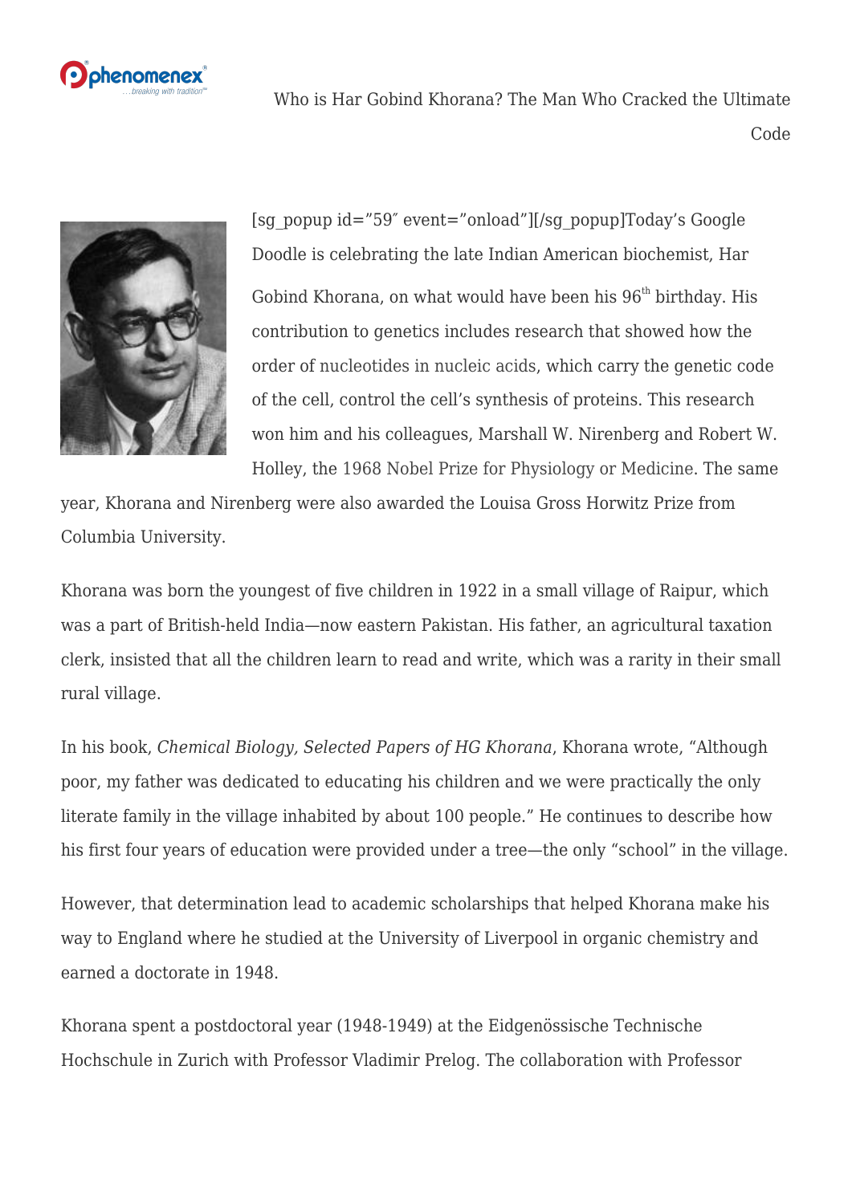# Who is Har Gobind Khorana? The Man Who Cracked the Ultimate Code

[sg_popup id="59″ event="onload"][/sg_popup]Today's Google Doodle is celebrating the late Indian American biochemist, Har Gobind Khorana, on what would have been his 96th birthday. His contribution to genetics includes research that showed how the order of nucleotides in nucleic acids, which carry the genetic code of the cell, control the cell's synthesis of proteins. This research won him and his colleagues, Marshall W. Nirenberg and Robert W. Holley, the 1968 Nobel Prize for Physiology or Medicine. The same year, Khorana and Nirenberg were also awarded the Louisa Gross Horwitz Prize from Columbia University.

Khorana was born the youngest of five children in 1922 in a small village of Raipur, which was a part of British-held India—now eastern Pakistan. His father, an agricultural taxation clerk, insisted that all the children learn to read and write, which was a rarity in their small rural village.

In his book, *Chemical Biology, Selected Papers of HG Khorana*, Khorana wrote, "Although poor, my father was dedicated to educating his children and we were practically the only literate family in the village inhabited by about 100 people." He continues to describe how his first four years of education were provided under a tree—the only "school" in the village.

However, that determination lead to academic scholarships that helped Khorana make his way to England where he studied at the University of Liverpool in organic chemistry and earned a doctorate in 1948.

Khorana spent a postdoctoral year (1948-1949) at the Eidgenössische Technische Hochschule in Zurich with Professor Vladimir Prelog. The collaboration with Professor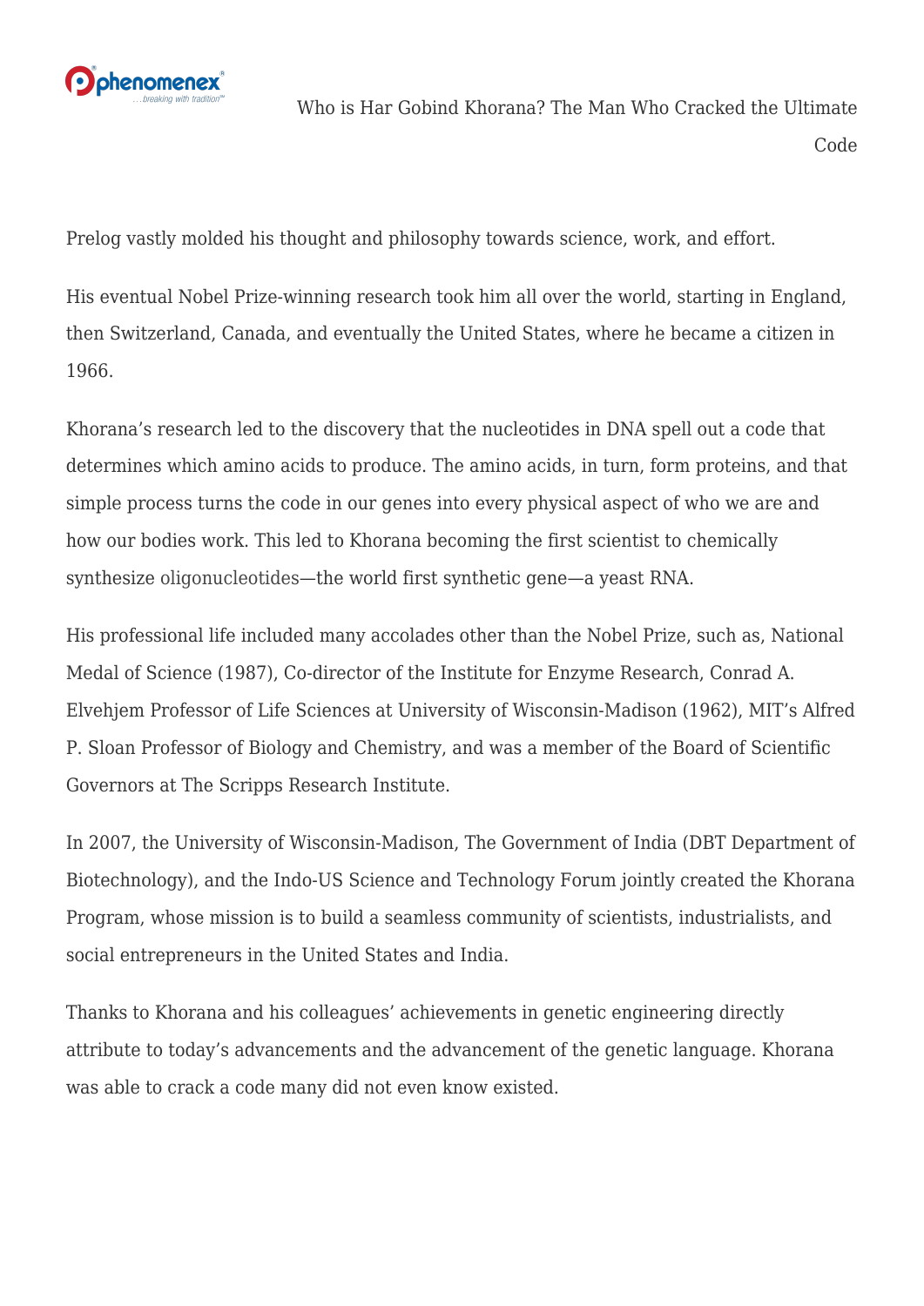Prelog vastly molded his thought and philosophy towards science, work, and effort.

His eventual Nobel Prize-winning research took him all over the world, starting in England, then Switzerland, Canada, and eventually the United States, where he became a citizen in 1966.

Khorana's research led to the discovery that the nucleotides in DNA spell out a code that determines which amino acids to produce. The amino acids, in turn, form proteins, and that simple process turns the code in our genes into every physical aspect of who we are and how our bodies work. This led to Khorana becoming the first scientist to chemically synthesize oligonucleotides—the world first synthetic gene—a yeast RNA.

His professional life included many accolades other than the Nobel Prize, such as, National Medal of Science (1987), Co-director of the Institute for Enzyme Research, Conrad A. Elvehjem Professor of Life Sciences at University of Wisconsin-Madison (1962), MIT's Alfred P. Sloan Professor of Biology and Chemistry, and was a member of the Board of Scientific Governors at The Scripps Research Institute.

In 2007, the University of Wisconsin-Madison, The Government of India (DBT Department of Biotechnology), and the Indo-US Science and Technology Forum jointly created the Khorana Program, whose mission is to build a seamless community of scientists, industrialists, and social entrepreneurs in the United States and India.

Thanks to Khorana and his colleagues' achievements in genetic engineering directly attribute to today's advancements and the advancement of the genetic language. Khorana was able to crack a code many did not even know existed.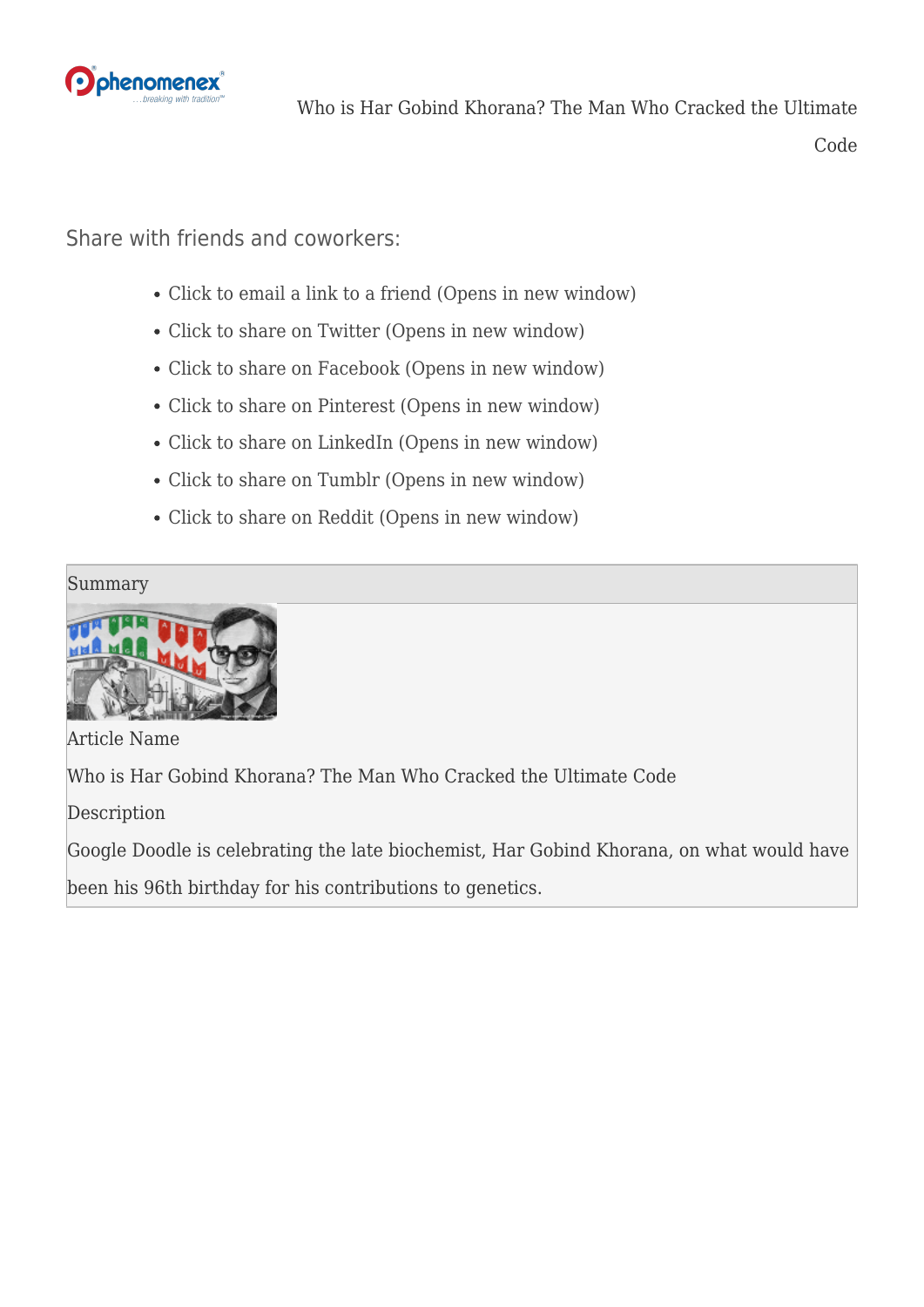Share with friends and coworkers:

- Click to email a link to a friend (Opens in new window)
- Click to share on Twitter (Opens in new window)
- Click to share on Facebook (Opens in new window)
- Click to share on Pinterest (Opens in new window)
- Click to share on LinkedIn (Opens in new window)
- Click to share on Tumblr (Opens in new window)
- Click to share on Reddit (Opens in new window)

Summary

Article Name

Who is Har Gobind Khorana? The Man Who Cracked the Ultimate Code

Description

Google Doodle is celebrating the late biochemist, Har Gobind Khorana, on what would have been his 96th birthday for his contributions to genetics.